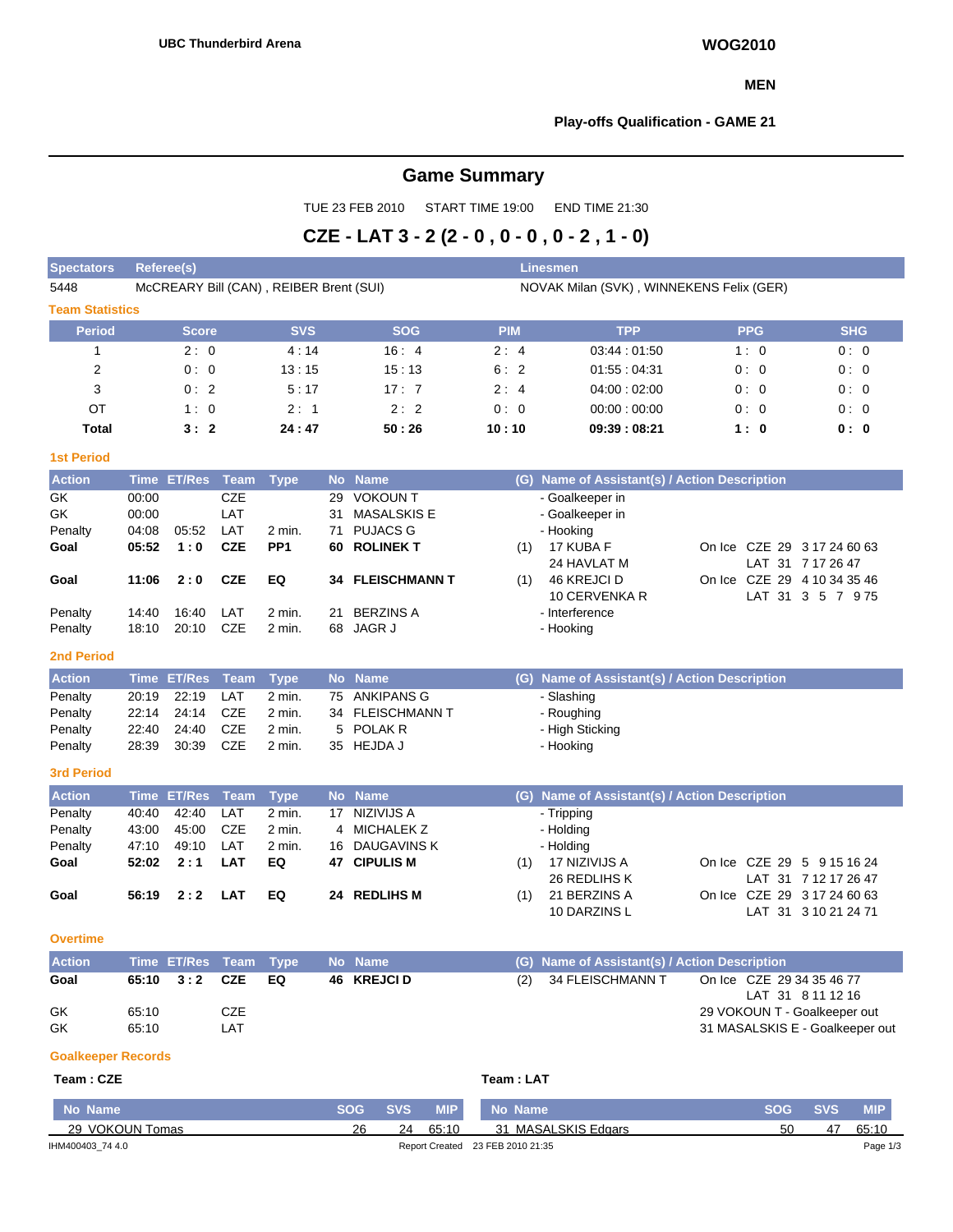UBC Thunderbird Arena

**WOG2010**

**MEN**

**Play-offs Qualification - GAME 21**

# Game Summary

TUE 23 FEB 2010 START TIME 19:00 END TIME 21:30

## CZE - LAT 3 - 2 (2 - 0 , 0 - 0 , 0 - 2 , 1 - 0)

| Spectators | Referee(s) | Linesmen |
|---|---|---|
| 5448 | McCREARY Bill (CAN) , REIBER Brent (SUI) | NOVAK Milan (SVK) , WINNEKENS Felix (GER) |

### Team Statistics

| Period | Score | SVS | SOG | PIM | TPP | PPG | SHG |
|---|---|---|---|---|---|---|---|
| 1 | 2 : 0 | 4 : 14 | 16 : 4 | 2 : 4 | 03:44 : 01:50 | 1 : 0 | 0 : 0 |
| 2 | 0 : 0 | 13 : 15 | 15 : 13 | 6 : 2 | 01:55 : 04:31 | 0 : 0 | 0 : 0 |
| 3 | 0 : 2 | 5 : 17 | 17 : 7 | 2 : 4 | 04:00 : 02:00 | 0 : 0 | 0 : 0 |
| OT | 1 : 0 | 2 : 1 | 2 : 2 | 0 : 0 | 00:00 : 00:00 | 0 : 0 | 0 : 0 |
| **Total** | **3 : 2** | **24 : 47** | **50 : 26** | **10 : 10** | **09:39 : 08:21** | **1 : 0** | **0 : 0** |

### 1st Period

| Action | Time | ET/Res | Team | Type | No | Name | (G) | Name of Assistant(s) / Action Description | On Ice |
|---|---|---|---|---|---|---|---|---|---|
| GK | 00:00 | | CZE | | 29 | VOKOUN T | | - Goalkeeper in | |
| GK | 00:00 | | LAT | | 31 | MASALSKIS E | | - Goalkeeper in | |
| Penalty | 04:08 | 05:52 | LAT | 2 min. | 71 | PUJACS G | | - Hooking | |
| **Goal** | **05:52** | **1 : 0** | **CZE** | **PP1** | **60** | **ROLINEK T** | (1) | 17 KUBA F, 24 HAVLAT M | CZE 29 3 17 24 60 63; LAT 31 7 17 26 47 |
| **Goal** | **11:06** | **2 : 0** | **CZE** | **EQ** | **34** | **FLEISCHMANN T** | (1) | 46 KREJCI D, 10 CERVENKA R | CZE 29 4 10 34 35 46; LAT 31 3 5 7 9 75 |
| Penalty | 14:40 | 16:40 | LAT | 2 min. | 21 | BERZINS A | | - Interference | |
| Penalty | 18:10 | 20:10 | CZE | 2 min. | 68 | JAGR J | | - Hooking | |

### 2nd Period

| Action | Time | ET/Res | Team | Type | No | Name | (G) | Name of Assistant(s) / Action Description |
|---|---|---|---|---|---|---|---|---|
| Penalty | 20:19 | 22:19 | LAT | 2 min. | 75 | ANKIPANS G | | - Slashing |
| Penalty | 22:14 | 24:14 | CZE | 2 min. | 34 | FLEISCHMANN T | | - Roughing |
| Penalty | 22:40 | 24:40 | CZE | 2 min. | 5 | POLAK R | | - High Sticking |
| Penalty | 28:39 | 30:39 | CZE | 2 min. | 35 | HEJDA J | | - Hooking |

### 3rd Period

| Action | Time | ET/Res | Team | Type | No | Name | (G) | Name of Assistant(s) / Action Description | On Ice |
|---|---|---|---|---|---|---|---|---|---|
| Penalty | 40:40 | 42:40 | LAT | 2 min. | 17 | NIZIVIJS A | | - Tripping | |
| Penalty | 43:00 | 45:00 | CZE | 2 min. | 4 | MICHALEK Z | | - Holding | |
| Penalty | 47:10 | 49:10 | LAT | 2 min. | 16 | DAUGAVINS K | | - Holding | |
| **Goal** | **52:02** | **2 : 1** | **LAT** | **EQ** | **47** | **CIPULIS M** | (1) | 17 NIZIVIJS A, 26 REDLIHS K | CZE 29 5 9 15 16 24; LAT 31 7 12 17 26 47 |
| **Goal** | **56:19** | **2 : 2** | **LAT** | **EQ** | **24** | **REDLIHS M** | (1) | 21 BERZINS A, 10 DARZINS L | CZE 29 3 17 24 60 63; LAT 31 3 10 21 24 71 |

### Overtime

| Action | Time | ET/Res | Team | Type | No | Name | (G) | Name of Assistant(s) / Action Description | On Ice |
|---|---|---|---|---|---|---|---|---|---|
| **Goal** | **65:10** | **3 : 2** | **CZE** | **EQ** | **46** | **KREJCI D** | (2) | 34 FLEISCHMANN T | CZE 29 34 35 46 77; LAT 31 8 11 12 16 |
| GK | 65:10 | | CZE | | | | | 29 VOKOUN T - Goalkeeper out | |
| GK | 65:10 | | LAT | | | | | 31 MASALSKIS E - Goalkeeper out | |

### Goalkeeper Records

**Team : CZE**

| No | Name | SOG | SVS | MIP |
|---|---|---|---|---|
| 29 | VOKOUN Tomas | 26 | 24 | 65:10 |

**Team : LAT**

| No | Name | SOG | SVS | MIP |
|---|---|---|---|---|
| 31 | MASALSKIS Edgars | 50 | 47 | 65:10 |

IHM400403_74 4.0 Report Created 23 FEB 2010 21:35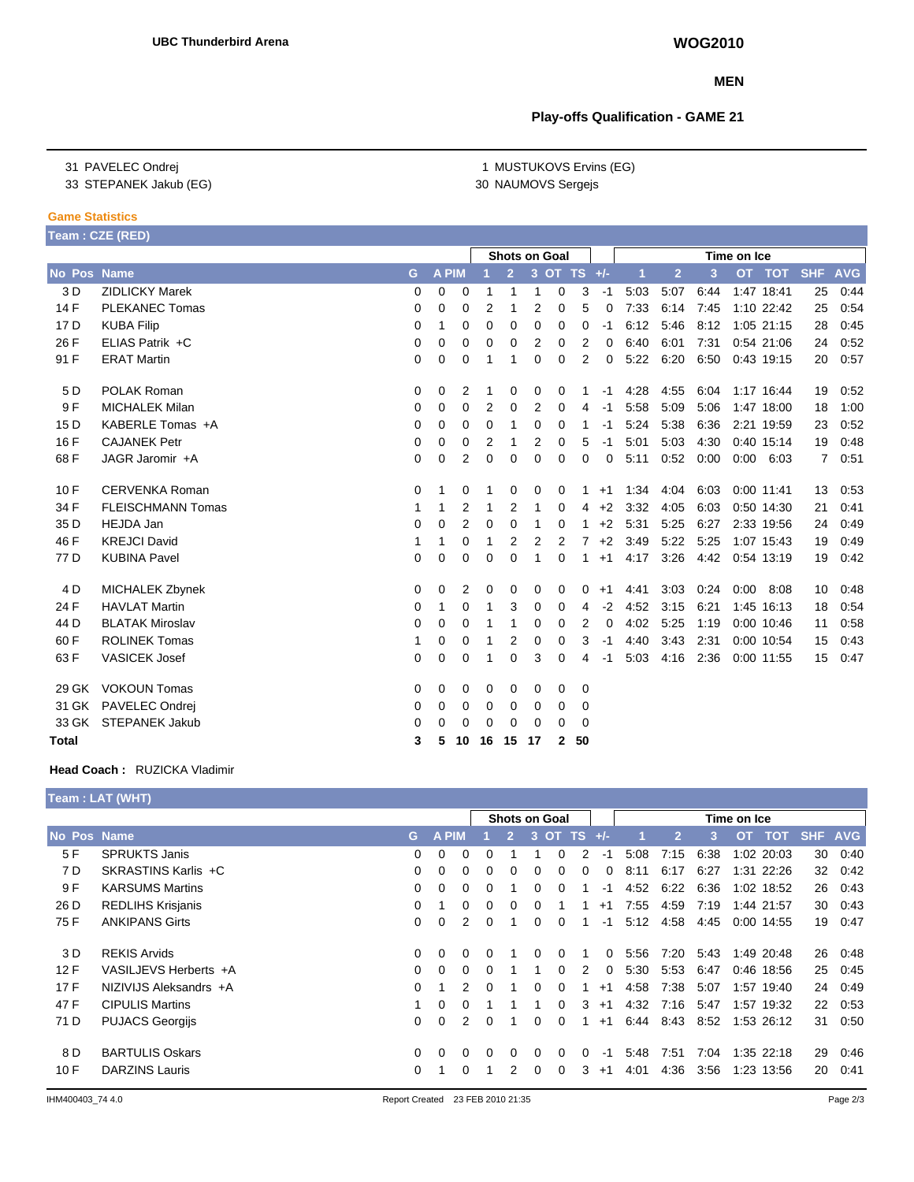UBC Thunderbird Arena

WOG2010

MEN

**Play-offs Qualification - GAME 21**

31 PAVELEC Ondrej
33 STEPANEK Jakub (EG)

1 MUSTUKOVS Ervins (EG)
30 NAUMOVS Sergejs

**Game Statistics**

**Team : CZE (RED)**

| No | Pos | Name | G | A | PIM | Shots on Goal 1 | 2 | 3 | OT | TS | +/- | Time on Ice 1 | 2 | 3 | OT | TOT | SHF | AVG |
|---|---|---|---|---|---|---|---|---|---|---|---|---|---|---|---|---|---|---|
| 3 | D | ZIDLICKY Marek | 0 | 0 | 0 | 1 | 1 | 1 | 0 | 3 | -1 | 5:03 | 5:07 | 6:44 | 1:47 | 18:41 | 25 | 0:44 |
| 14 | F | PLEKANEC Tomas | 0 | 0 | 0 | 2 | 1 | 2 | 0 | 5 | 0 | 7:33 | 6:14 | 7:45 | 1:10 | 22:42 | 25 | 0:54 |
| 17 | D | KUBA Filip | 0 | 1 | 0 | 0 | 0 | 0 | 0 | 0 | -1 | 6:12 | 5:46 | 8:12 | 1:05 | 21:15 | 28 | 0:45 |
| 26 | F | ELIAS Patrik +C | 0 | 0 | 0 | 0 | 0 | 2 | 0 | 2 | 0 | 6:40 | 6:01 | 7:31 | 0:54 | 21:06 | 24 | 0:52 |
| 91 | F | ERAT Martin | 0 | 0 | 0 | 1 | 1 | 0 | 0 | 2 | 0 | 5:22 | 6:20 | 6:50 | 0:43 | 19:15 | 20 | 0:57 |
| 5 | D | POLAK Roman | 0 | 0 | 2 | 1 | 0 | 0 | 0 | 1 | -1 | 4:28 | 4:55 | 6:04 | 1:17 | 16:44 | 19 | 0:52 |
| 9 | F | MICHALEK Milan | 0 | 0 | 0 | 2 | 0 | 2 | 0 | 4 | -1 | 5:58 | 5:09 | 5:06 | 1:47 | 18:00 | 18 | 1:00 |
| 15 | D | KABERLE Tomas +A | 0 | 0 | 0 | 0 | 1 | 0 | 0 | 1 | -1 | 5:24 | 5:38 | 6:36 | 2:21 | 19:59 | 23 | 0:52 |
| 16 | F | CAJANEK Petr | 0 | 0 | 0 | 2 | 1 | 2 | 0 | 5 | -1 | 5:01 | 5:03 | 4:30 | 0:40 | 15:14 | 19 | 0:48 |
| 68 | F | JAGR Jaromir +A | 0 | 0 | 2 | 0 | 0 | 0 | 0 | 0 | 0 | 5:11 | 0:52 | 0:00 | 0:00 | 6:03 | 7 | 0:51 |
| 10 | F | CERVENKA Roman | 0 | 1 | 0 | 1 | 0 | 0 | 0 | 1 | +1 | 1:34 | 4:04 | 6:03 | 0:00 | 11:41 | 13 | 0:53 |
| 34 | F | FLEISCHMANN Tomas | 1 | 1 | 2 | 1 | 2 | 1 | 0 | 4 | +2 | 3:32 | 4:05 | 6:03 | 0:50 | 14:30 | 21 | 0:41 |
| 35 | D | HEJDA Jan | 0 | 0 | 2 | 0 | 0 | 1 | 0 | 1 | +2 | 5:31 | 5:25 | 6:27 | 2:33 | 19:56 | 24 | 0:49 |
| 46 | F | KREJCI David | 1 | 1 | 0 | 1 | 2 | 2 | 2 | 7 | +2 | 3:49 | 5:22 | 5:25 | 1:07 | 15:43 | 19 | 0:49 |
| 77 | D | KUBINA Pavel | 0 | 0 | 0 | 0 | 0 | 1 | 0 | 1 | +1 | 4:17 | 3:26 | 4:42 | 0:54 | 13:19 | 19 | 0:42 |
| 4 | D | MICHALEK Zbynek | 0 | 0 | 2 | 0 | 0 | 0 | 0 | 0 | +1 | 4:41 | 3:03 | 0:24 | 0:00 | 8:08 | 10 | 0:48 |
| 24 | F | HAVLAT Martin | 0 | 1 | 0 | 1 | 3 | 0 | 0 | 4 | -2 | 4:52 | 3:15 | 6:21 | 1:45 | 16:13 | 18 | 0:54 |
| 44 | D | BLATAK Miroslav | 0 | 0 | 0 | 1 | 1 | 0 | 0 | 2 | 0 | 4:02 | 5:25 | 1:19 | 0:00 | 10:46 | 11 | 0:58 |
| 60 | F | ROLINEK Tomas | 1 | 0 | 0 | 1 | 2 | 0 | 0 | 3 | -1 | 4:40 | 3:43 | 2:31 | 0:00 | 10:54 | 15 | 0:43 |
| 63 | F | VASICEK Josef | 0 | 0 | 0 | 1 | 0 | 3 | 0 | 4 | -1 | 5:03 | 4:16 | 2:36 | 0:00 | 11:55 | 15 | 0:47 |
| 29 | GK | VOKOUN Tomas | 0 | 0 | 0 | 0 | 0 | 0 | 0 | 0 | | | | | | | | |
| 31 | GK | PAVELEC Ondrej | 0 | 0 | 0 | 0 | 0 | 0 | 0 | 0 | | | | | | | | |
| 33 | GK | STEPANEK Jakub | 0 | 0 | 0 | 0 | 0 | 0 | 0 | 0 | | | | | | | | |
| **Total** | | | **3** | **5** | **10** | **16** | **15** | **17** | **2** | **50** | | | | | | | | |

**Head Coach :** RUZICKA Vladimir

**Team : LAT (WHT)**

| No | Pos | Name | G | A | PIM | Shots on Goal 1 | 2 | 3 | OT | TS | +/- | Time on Ice 1 | 2 | 3 | OT | TOT | SHF | AVG |
|---|---|---|---|---|---|---|---|---|---|---|---|---|---|---|---|---|---|---|
| 5 | F | SPRUKTS Janis | 0 | 0 | 0 | 0 | 1 | 1 | 0 | 2 | -1 | 5:08 | 7:15 | 6:38 | 1:02 | 20:03 | 30 | 0:40 |
| 7 | D | SKRASTINS Karlis +C | 0 | 0 | 0 | 0 | 0 | 0 | 0 | 0 | 0 | 8:11 | 6:17 | 6:27 | 1:31 | 22:26 | 32 | 0:42 |
| 9 | F | KARSUMS Martins | 0 | 0 | 0 | 0 | 1 | 0 | 0 | 1 | -1 | 4:52 | 6:22 | 6:36 | 1:02 | 18:52 | 26 | 0:43 |
| 26 | D | REDLIHS Krisjanis | 0 | 1 | 0 | 0 | 0 | 0 | 1 | 1 | +1 | 7:55 | 4:59 | 7:19 | 1:44 | 21:57 | 30 | 0:43 |
| 75 | F | ANKIPANS Girts | 0 | 0 | 2 | 0 | 1 | 0 | 0 | 1 | -1 | 5:12 | 4:58 | 4:45 | 0:00 | 14:55 | 19 | 0:47 |
| 3 | D | REKIS Arvids | 0 | 0 | 0 | 0 | 1 | 0 | 0 | 1 | 0 | 5:56 | 7:20 | 5:43 | 1:49 | 20:48 | 26 | 0:48 |
| 12 | F | VASILJEVS Herberts +A | 0 | 0 | 0 | 0 | 1 | 1 | 0 | 2 | 0 | 5:30 | 5:53 | 6:47 | 0:46 | 18:56 | 25 | 0:45 |
| 17 | F | NIZIVIJS Aleksandrs +A | 0 | 1 | 2 | 0 | 1 | 0 | 0 | 1 | +1 | 4:58 | 7:38 | 5:07 | 1:57 | 19:40 | 24 | 0:49 |
| 47 | F | CIPULIS Martins | 1 | 0 | 0 | 1 | 1 | 1 | 0 | 3 | +1 | 4:32 | 7:16 | 5:47 | 1:57 | 19:32 | 22 | 0:53 |
| 71 | D | PUJACS Georgijs | 0 | 0 | 2 | 0 | 1 | 0 | 0 | 1 | +1 | 6:44 | 8:43 | 8:52 | 1:53 | 26:12 | 31 | 0:50 |
| 8 | D | BARTULIS Oskars | 0 | 0 | 0 | 0 | 0 | 0 | 0 | 0 | -1 | 5:48 | 7:51 | 7:04 | 1:35 | 22:18 | 29 | 0:46 |
| 10 | F | DARZINS Lauris | 0 | 1 | 0 | 1 | 2 | 0 | 0 | 3 | +1 | 4:01 | 4:36 | 3:56 | 1:23 | 13:56 | 20 | 0:41 |

IHM400403_74 4.0 Report Created 23 FEB 2010 21:35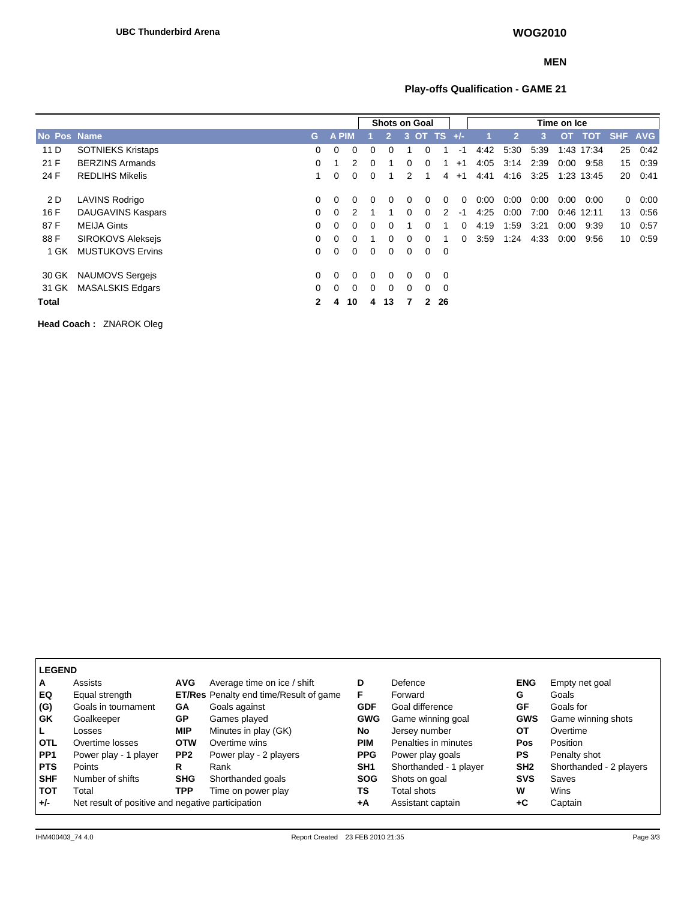UBC Thunderbird Arena

**WOG2010**

**MEN**

**Play-offs Qualification - GAME 21**

| No | Pos | Name | G | A | PIM | Shots on Goal 1 | 2 | 3 | OT | TS | +/- | Time on Ice 1 | 2 | 3 | OT | TOT | SHF | AVG |
|---|---|---|---|---|---|---|---|---|---|---|---|---|---|---|---|---|---|---|
| 11 | D | SOTNIEKS Kristaps | 0 | 0 | 0 | 0 | 0 | 1 | 0 | 1 | -1 | 4:42 | 5:30 | 5:39 | 1:43 | 17:34 | 25 | 0:42 |
| 21 | F | BERZINS Armands | 0 | 1 | 2 | 0 | 1 | 0 | 0 | 1 | +1 | 4:05 | 3:14 | 2:39 | 0:00 | 9:58 | 15 | 0:39 |
| 24 | F | REDLIHS Mikelis | 1 | 0 | 0 | 0 | 1 | 2 | 1 | 4 | +1 | 4:41 | 4:16 | 3:25 | 1:23 | 13:45 | 20 | 0:41 |
| 2 | D | LAVINS Rodrigo | 0 | 0 | 0 | 0 | 0 | 0 | 0 | 0 | 0 | 0:00 | 0:00 | 0:00 | 0:00 | 0:00 | 0 | 0:00 |
| 16 | F | DAUGAVINS Kaspars | 0 | 0 | 2 | 1 | 1 | 0 | 0 | 2 | -1 | 4:25 | 0:00 | 7:00 | 0:46 | 12:11 | 13 | 0:56 |
| 87 | F | MEIJA Gints | 0 | 0 | 0 | 0 | 0 | 1 | 0 | 1 | 0 | 4:19 | 1:59 | 3:21 | 0:00 | 9:39 | 10 | 0:57 |
| 88 | F | SIROKOVS Aleksejs | 0 | 0 | 0 | 1 | 0 | 0 | 0 | 1 | 0 | 3:59 | 1:24 | 4:33 | 0:00 | 9:56 | 10 | 0:59 |
| 1 | GK | MUSTUKOVS Ervins | 0 | 0 | 0 | 0 | 0 | 0 | 0 | 0 | | | | | | | | |
| 30 | GK | NAUMOVS Sergejs | 0 | 0 | 0 | 0 | 0 | 0 | 0 | 0 | | | | | | | | |
| 31 | GK | MASALSKIS Edgars | 0 | 0 | 0 | 0 | 0 | 0 | 0 | 0 | | | | | | | | |
| **Total** | | | **2** | **4** | **10** | **4** | **13** | **7** | **2** | **26** | | | | | | | | |

**Head Coach :** ZNAROK Oleg

**LEGEND**

| | | | | | | | |
|---|---|---|---|---|---|---|---|
| **A** | Assists | **AVG** | Average time on ice / shift | **D** | Defence | **ENG** | Empty net goal |
| **EQ** | Equal strength | **ET/Res** | Penalty end time/Result of game | **F** | Forward | **G** | Goals |
| **(G)** | Goals in tournament | **GA** | Goals against | **GDF** | Goal difference | **GF** | Goals for |
| **GK** | Goalkeeper | **GP** | Games played | **GWG** | Game winning goal | **GWS** | Game winning shots |
| **L** | Losses | **MIP** | Minutes in play (GK) | **No** | Jersey number | **OT** | Overtime |
| **OTL** | Overtime losses | **OTW** | Overtime wins | **PIM** | Penalties in minutes | **Pos** | Position |
| **PP1** | Power play - 1 player | **PP2** | Power play - 2 players | **PPG** | Power play goals | **PS** | Penalty shot |
| **PTS** | Points | **R** | Rank | **SH1** | Shorthanded - 1 player | **SH2** | Shorthanded - 2 players |
| **SHF** | Number of shifts | **SHG** | Shorthanded goals | **SOG** | Shots on goal | **SVS** | Saves |
| **TOT** | Total | **TPP** | Time on power play | **TS** | Total shots | **W** | Wins |
| **+/-** | Net result of positive and negative participation | | | **+A** | Assistant captain | **+C** | Captain |

IHM400403_74 4.0 Report Created 23 FEB 2010 21:35